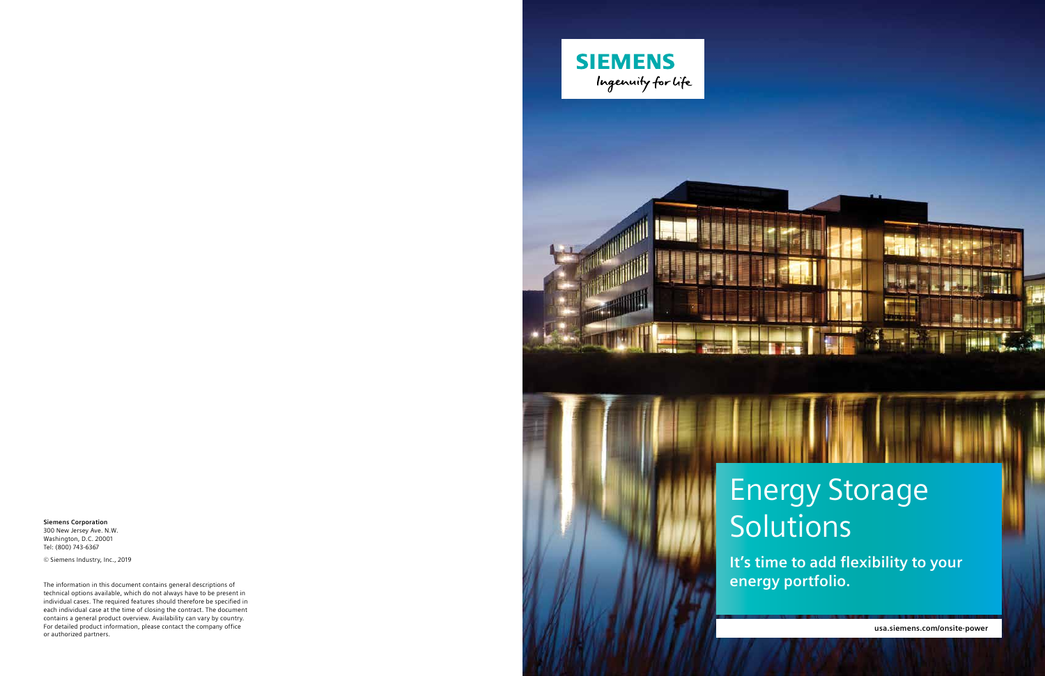**Siemens Corporation**
300 New Jersey Ave. N.W.
Washington, D.C. 20001
Tel: (800) 743-6367

© Siemens Industry, Inc., 2019

The information in this document contains general descriptions of technical options available, which do not always have to be present in individual cases. The required features should therefore be specified in each individual case at the time of closing the contract. The document contains a general product overview. Availability can vary by country. For detailed product information, please contact the company office or authorized partners.

SIEMENS
Ingenuity for life

# Energy Storage Solutions

**It's time to add flexibility to your energy portfolio.**

**usa.siemens.com/onsite-power**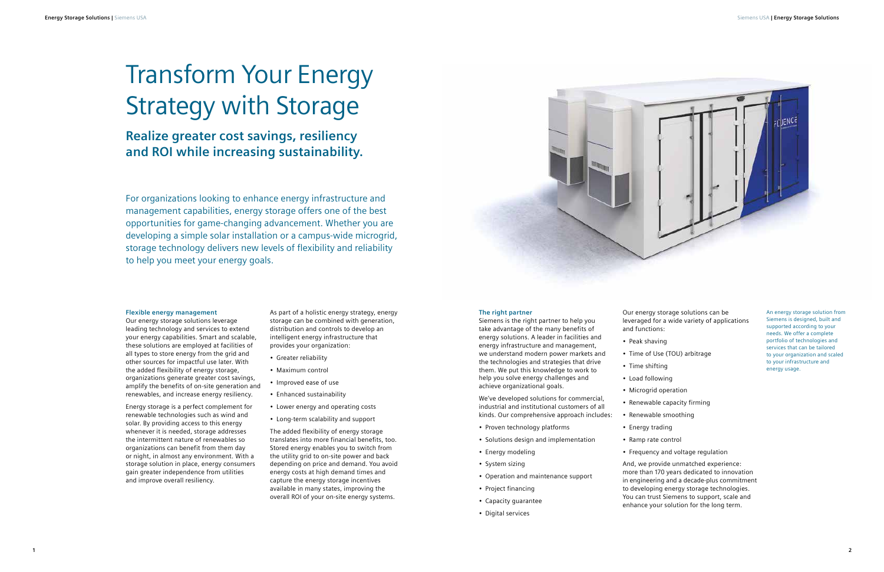# Transform Your Energy Strategy with Storage

## Realize greater cost savings, resiliency and ROI while increasing sustainability.

For organizations looking to enhance energy infrastructure and management capabilities, energy storage offers one of the best opportunities for game-changing advancement. Whether you are developing a simple solar installation or a campus-wide microgrid, storage technology delivers new levels of flexibility and reliability to help you meet your energy goals.

### Flexible energy management

Our energy storage solutions leverage leading technology and services to extend your energy capabilities. Smart and scalable, these solutions are employed at facilities of all types to store energy from the grid and other sources for impactful use later. With the added flexibility of energy storage, organizations generate greater cost savings, amplify the benefits of on-site generation and renewables, and increase energy resiliency.

Energy storage is a perfect complement for renewable technologies such as wind and solar. By providing access to this energy whenever it is needed, storage addresses the intermittent nature of renewables so organizations can benefit from them day or night, in almost any environment. With a storage solution in place, energy consumers gain greater independence from utilities and improve overall resiliency.

As part of a holistic energy strategy, energy storage can be combined with generation, distribution and controls to develop an intelligent energy infrastructure that provides your organization:

- Greater reliability
- Maximum control
- Improved ease of use
- Enhanced sustainability
- Lower energy and operating costs
- Long-term scalability and support

The added flexibility of energy storage translates into more financial benefits, too. Stored energy enables you to switch from the utility grid to on-site power and back depending on price and demand. You avoid energy costs at high demand times and capture the energy storage incentives available in many states, improving the overall ROI of your on-site energy systems.

### The right partner

Siemens is the right partner to help you take advantage of the many benefits of energy solutions. A leader in facilities and energy infrastructure and management, we understand modern power markets and the technologies and strategies that drive them. We put this knowledge to work to help you solve energy challenges and achieve organizational goals.

We've developed solutions for commercial, industrial and institutional customers of all kinds. Our comprehensive approach includes:

- Proven technology platforms
- Solutions design and implementation
- Energy modeling
- System sizing
- Operation and maintenance support
- Project financing
- Capacity guarantee
- Digital services

Our energy storage solutions can be leveraged for a wide variety of applications and functions:

- Peak shaving
- Time of Use (TOU) arbitrage
- Time shifting
- Load following
- Microgrid operation
- Renewable capacity firming
- Renewable smoothing
- Energy trading
- Ramp rate control
- Frequency and voltage regulation

And, we provide unmatched experience: more than 170 years dedicated to innovation in engineering and a decade-plus commitment to developing energy storage technologies. You can trust Siemens to support, scale and enhance your solution for the long term.

An energy storage solution from Siemens is designed, built and supported according to your needs. We offer a complete portfolio of technologies and services that can be tailored to your organization and scaled to your infrastructure and energy usage.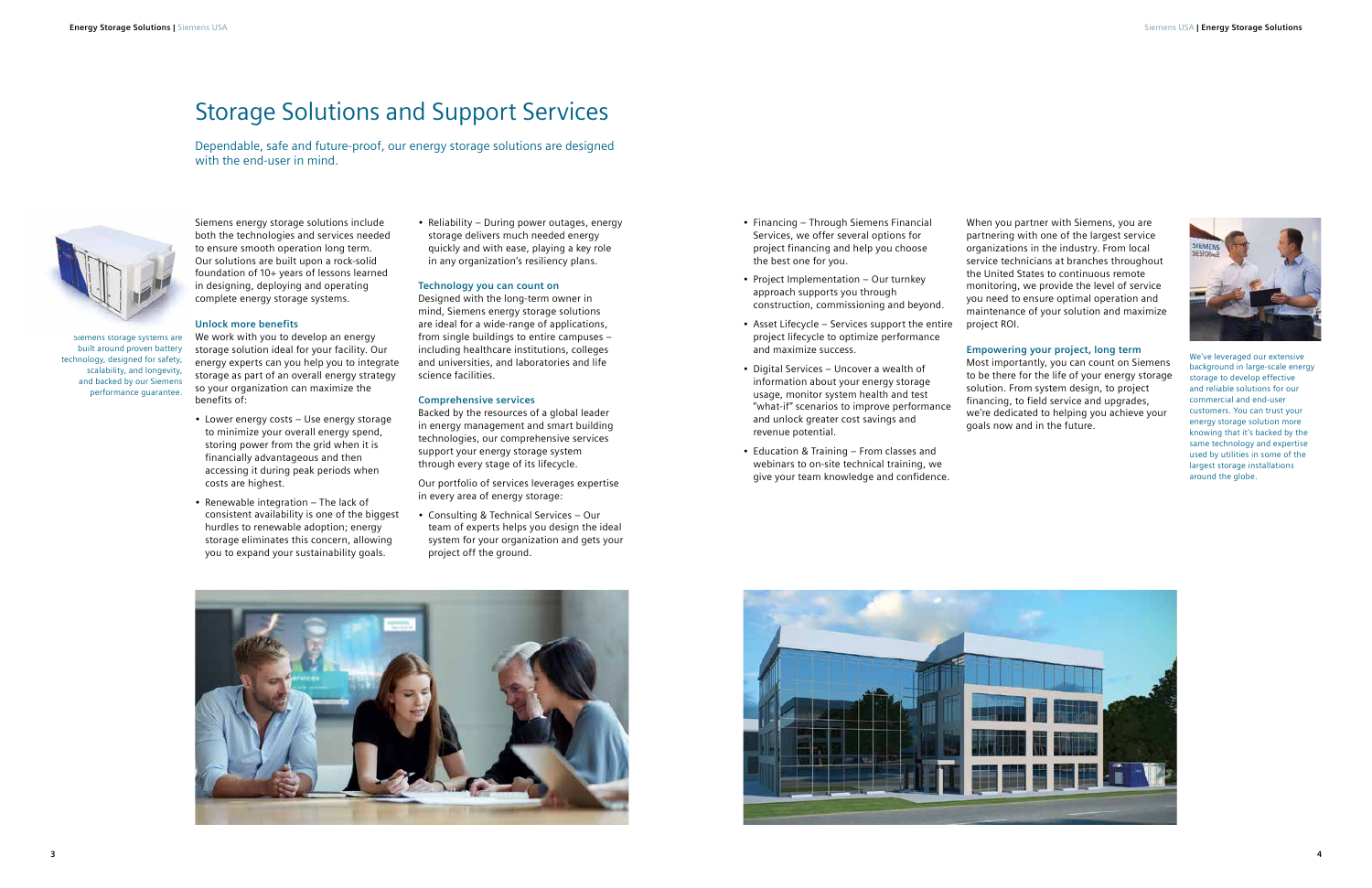# Storage Solutions and Support Services

Dependable, safe and future-proof, our energy storage solutions are designed with the end-user in mind.

Siemens storage systems are built around proven battery technology, designed for safety, scalability, and longevity, and backed by our Siemens performance guarantee.

Siemens energy storage solutions include both the technologies and services needed to ensure smooth operation long term. Our solutions are built upon a rock-solid foundation of 10+ years of lessons learned in designing, deploying and operating complete energy storage systems.

### Unlock more benefits

We work with you to develop an energy storage solution ideal for your facility. Our energy experts can you help you to integrate storage as part of an overall energy strategy so your organization can maximize the benefits of:

- Lower energy costs – Use energy storage to minimize your overall energy spend, storing power from the grid when it is financially advantageous and then accessing it during peak periods when costs are highest.
- Renewable integration – The lack of consistent availability is one of the biggest hurdles to renewable adoption; energy storage eliminates this concern, allowing you to expand your sustainability goals.
- Reliability – During power outages, energy storage delivers much needed energy quickly and with ease, playing a key role in any organization's resiliency plans.

### Technology you can count on

Designed with the long-term owner in mind, Siemens energy storage solutions are ideal for a wide-range of applications, from single buildings to entire campuses – including healthcare institutions, colleges and universities, and laboratories and life science facilities.

### Comprehensive services

Backed by the resources of a global leader in energy management and smart building technologies, our comprehensive services support your energy storage system through every stage of its lifecycle.

Our portfolio of services leverages expertise in every area of energy storage:

- Consulting & Technical Services – Our team of experts helps you design the ideal system for your organization and gets your project off the ground.
- Financing – Through Siemens Financial Services, we offer several options for project financing and help you choose the best one for you.
- Project Implementation – Our turnkey approach supports you through construction, commissioning and beyond.
- Asset Lifecycle – Services support the entire project lifecycle to optimize performance and maximize success.
- Digital Services – Uncover a wealth of information about your energy storage usage, monitor system health and test "what-if" scenarios to improve performance and unlock greater cost savings and revenue potential.
- Education & Training – From classes and webinars to on-site technical training, we give your team knowledge and confidence.

When you partner with Siemens, you are partnering with one of the largest service organizations in the industry. From local service technicians at branches throughout the United States to continuous remote monitoring, we provide the level of service you need to ensure optimal operation and maintenance of your solution and maximize project ROI.

### Empowering your project, long term

Most importantly, you can count on Siemens to be there for the life of your energy storage solution. From system design, to project financing, to field service and upgrades, we're dedicated to helping you achieve your goals now and in the future.

We've leveraged our extensive background in large-scale energy storage to develop effective and reliable solutions for our commercial and end-user customers. You can trust your energy storage solution more knowing that it's backed by the same technology and expertise used by utilities in some of the largest storage installations around the globe.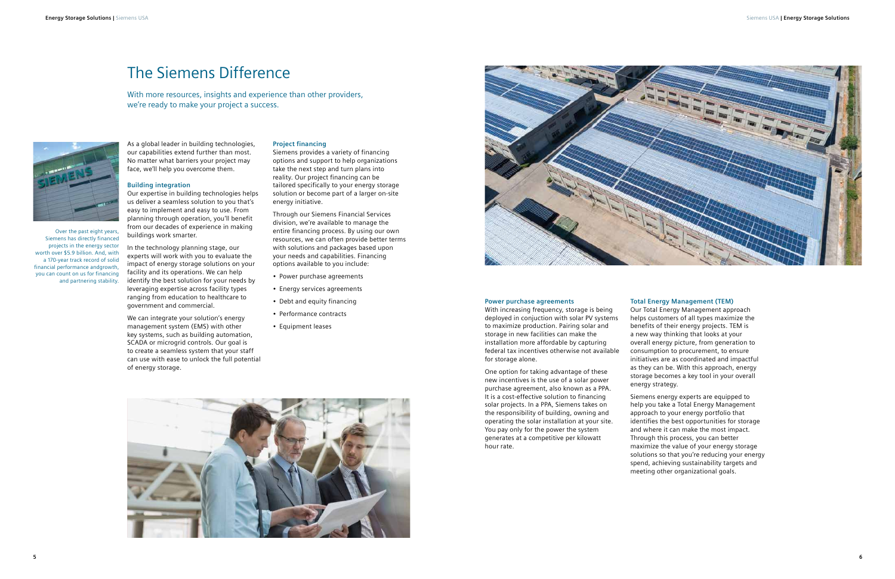# The Siemens Difference

With more resources, insights and experience than other providers, we're ready to make your project a success.

Over the past eight years, Siemens has directly financed projects in the energy sector worth over $5.9 billion. And, with a 170-year track record of solid financial performance andgrowth, you can count on us for financing and partnering stability.

As a global leader in building technologies, our capabilities extend further than most. No matter what barriers your project may face, we'll help you overcome them.

### Building integration

Our expertise in building technologies helps us deliver a seamless solution to you that's easy to implement and easy to use. From planning through operation, you'll benefit from our decades of experience in making buildings work smarter.

In the technology planning stage, our experts will work with you to evaluate the impact of energy storage solutions on your facility and its operations. We can help identify the best solution for your needs by leveraging expertise across facility types ranging from education to healthcare to government and commercial.

We can integrate your solution's energy management system (EMS) with other key systems, such as building automation, SCADA or microgrid controls. Our goal is to create a seamless system that your staff can use with ease to unlock the full potential of energy storage.

### Project financing

Siemens provides a variety of financing options and support to help organizations take the next step and turn plans into reality. Our project financing can be tailored specifically to your energy storage solution or become part of a larger on-site energy initiative.

Through our Siemens Financial Services division, we're available to manage the entire financing process. By using our own resources, we can often provide better terms with solutions and packages based upon your needs and capabilities. Financing options available to you include:

- Power purchase agreements
- Energy services agreements
- Debt and equity financing
- Performance contracts
- Equipment leases

### Power purchase agreements

With increasing frequency, storage is being deployed in conjuction with solar PV systems to maximize production. Pairing solar and storage in new facilities can make the installation more affordable by capturing federal tax incentives otherwise not available for storage alone.

One option for taking advantage of these new incentives is the use of a solar power purchase agreement, also known as a PPA. It is a cost-effective solution to financing solar projects. In a PPA, Siemens takes on the responsibility of building, owning and operating the solar installation at your site. You pay only for the power the system generates at a competitive per kilowatt hour rate.

### Total Energy Management (TEM)

Our Total Energy Management approach helps customers of all types maximize the benefits of their energy projects. TEM is a new way thinking that looks at your overall energy picture, from generation to consumption to procurement, to ensure initiatives are as coordinated and impactful as they can be. With this approach, energy storage becomes a key tool in your overall energy strategy.

Siemens energy experts are equipped to help you take a Total Energy Management approach to your energy portfolio that identifies the best opportunities for storage and where it can make the most impact. Through this process, you can better maximize the value of your energy storage solutions so that you're reducing your energy spend, achieving sustainability targets and meeting other organizational goals.